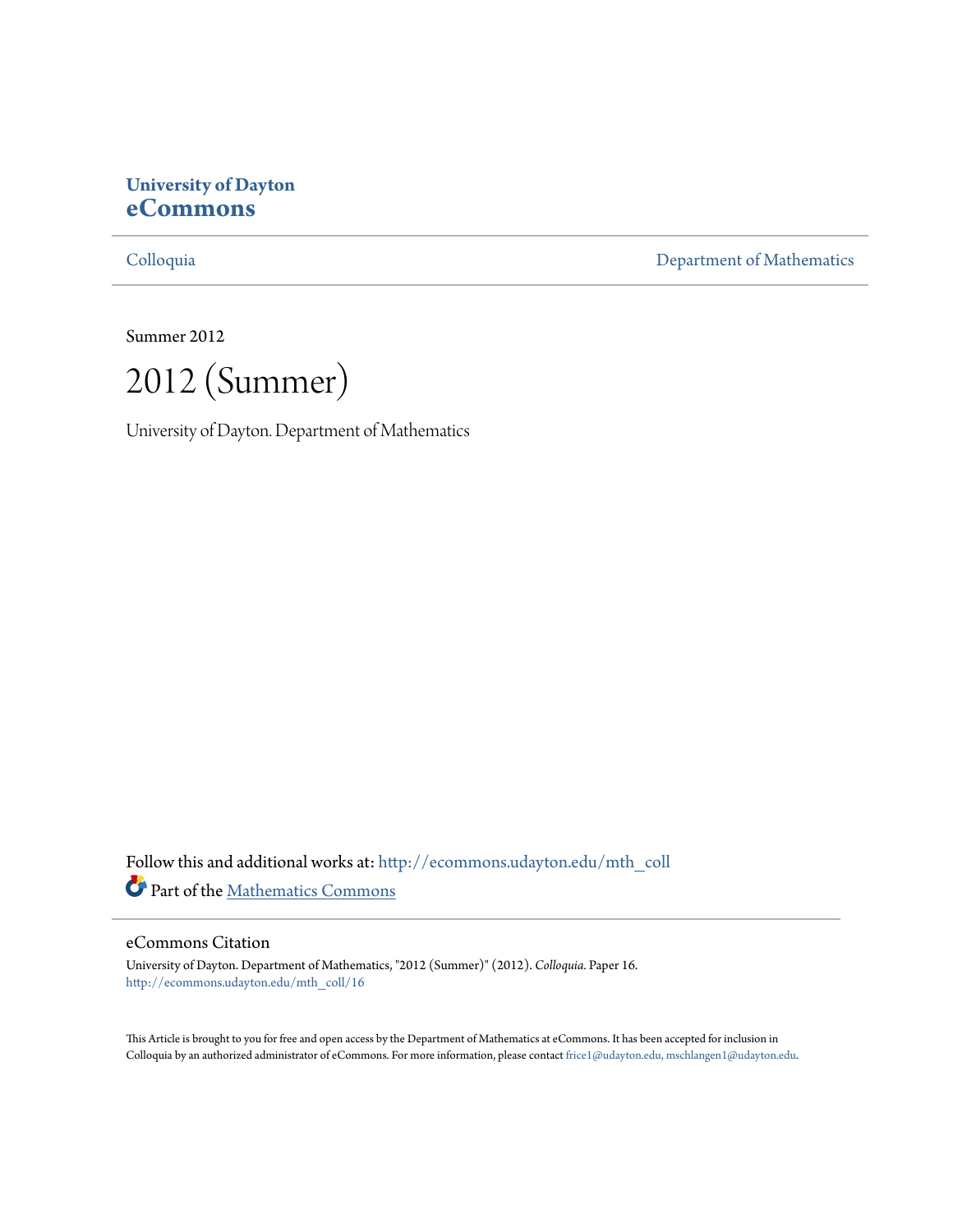**University of Dayton**
**eCommons**

Colloquia | Department of Mathematics

Summer 2012

# 2012 (Summer)

University of Dayton. Department of Mathematics

Follow this and additional works at: http://ecommons.udayton.edu/mth_coll

Part of the Mathematics Commons

## eCommons Citation

University of Dayton. Department of Mathematics, "2012 (Summer)" (2012). *Colloquia.* Paper 16.
http://ecommons.udayton.edu/mth_coll/16

This Article is brought to you for free and open access by the Department of Mathematics at eCommons. It has been accepted for inclusion in Colloquia by an authorized administrator of eCommons. For more information, please contact frice1@udayton.edu, mschlangen1@udayton.edu.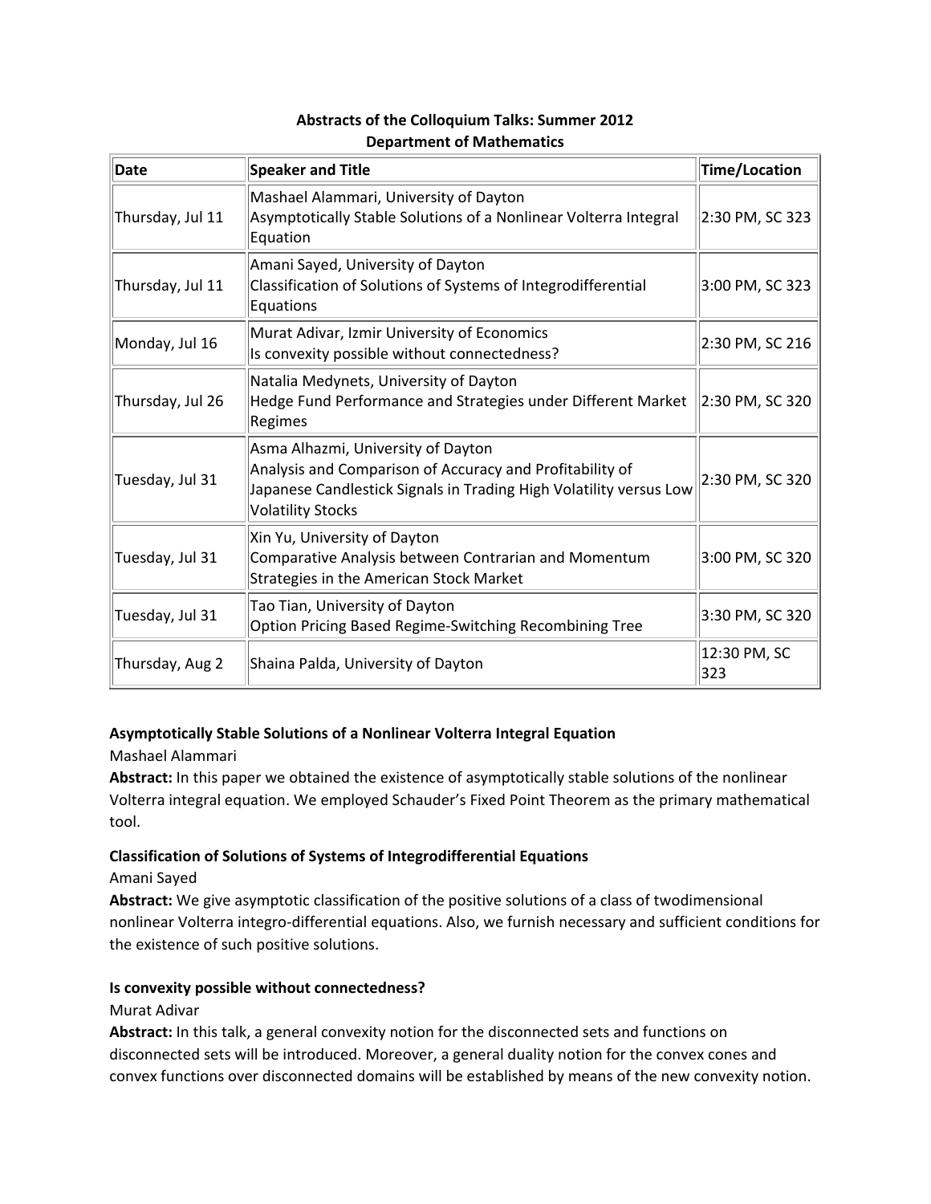**Abstracts of the Colloquium Talks: Summer 2012**
**Department of Mathematics**

| Date | Speaker and Title | Time/Location |
|---|---|---|
| Thursday, Jul 11 | Mashael Alammari, University of Dayton<br>Asymptotically Stable Solutions of a Nonlinear Volterra Integral Equation | 2:30 PM, SC 323 |
| Thursday, Jul 11 | Amani Sayed, University of Dayton<br>Classification of Solutions of Systems of Integrodifferential Equations | 3:00 PM, SC 323 |
| Monday, Jul 16 | Murat Adivar, Izmir University of Economics<br>Is convexity possible without connectedness? | 2:30 PM, SC 216 |
| Thursday, Jul 26 | Natalia Medynets, University of Dayton<br>Hedge Fund Performance and Strategies under Different Market Regimes | 2:30 PM, SC 320 |
| Tuesday, Jul 31 | Asma Alhazmi, University of Dayton<br>Analysis and Comparison of Accuracy and Profitability of Japanese Candlestick Signals in Trading High Volatility versus Low Volatility Stocks | 2:30 PM, SC 320 |
| Tuesday, Jul 31 | Xin Yu, University of Dayton<br>Comparative Analysis between Contrarian and Momentum Strategies in the American Stock Market | 3:00 PM, SC 320 |
| Tuesday, Jul 31 | Tao Tian, University of Dayton<br>Option Pricing Based Regime-Switching Recombining Tree | 3:30 PM, SC 320 |
| Thursday, Aug 2 | Shaina Palda, University of Dayton | 12:30 PM, SC 323 |

**Asymptotically Stable Solutions of a Nonlinear Volterra Integral Equation**

Mashael Alammari

**Abstract:** In this paper we obtained the existence of asymptotically stable solutions of the nonlinear Volterra integral equation. We employed Schauder's Fixed Point Theorem as the primary mathematical tool.

**Classification of Solutions of Systems of Integrodifferential Equations**

Amani Sayed

**Abstract:** We give asymptotic classification of the positive solutions of a class of twodimensional nonlinear Volterra integro-differential equations. Also, we furnish necessary and sufficient conditions for the existence of such positive solutions.

**Is convexity possible without connectedness?**

Murat Adivar

**Abstract:** In this talk, a general convexity notion for the disconnected sets and functions on disconnected sets will be introduced. Moreover, a general duality notion for the convex cones and convex functions over disconnected domains will be established by means of the new convexity notion.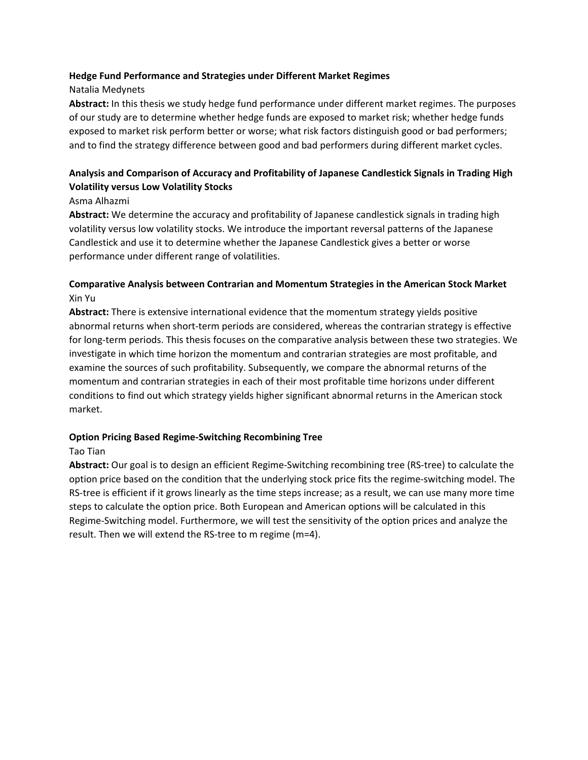**Hedge Fund Performance and Strategies under Different Market Regimes**

Natalia Medynets

**Abstract:** In this thesis we study hedge fund performance under different market regimes. The purposes of our study are to determine whether hedge funds are exposed to market risk; whether hedge funds exposed to market risk perform better or worse; what risk factors distinguish good or bad performers; and to find the strategy difference between good and bad performers during different market cycles.

**Analysis and Comparison of Accuracy and Profitability of Japanese Candlestick Signals in Trading High Volatility versus Low Volatility Stocks**

Asma Alhazmi

**Abstract:** We determine the accuracy and profitability of Japanese candlestick signals in trading high volatility versus low volatility stocks. We introduce the important reversal patterns of the Japanese Candlestick and use it to determine whether the Japanese Candlestick gives a better or worse performance under different range of volatilities.

**Comparative Analysis between Contrarian and Momentum Strategies in the American Stock Market**

Xin Yu

**Abstract:** There is extensive international evidence that the momentum strategy yields positive abnormal returns when short-term periods are considered, whereas the contrarian strategy is effective for long-term periods. This thesis focuses on the comparative analysis between these two strategies. We investigate in which time horizon the momentum and contrarian strategies are most profitable, and examine the sources of such profitability. Subsequently, we compare the abnormal returns of the momentum and contrarian strategies in each of their most profitable time horizons under different conditions to find out which strategy yields higher significant abnormal returns in the American stock market.

**Option Pricing Based Regime-Switching Recombining Tree**

Tao Tian

**Abstract:** Our goal is to design an efficient Regime-Switching recombining tree (RS-tree) to calculate the option price based on the condition that the underlying stock price fits the regime-switching model. The RS-tree is efficient if it grows linearly as the time steps increase; as a result, we can use many more time steps to calculate the option price. Both European and American options will be calculated in this Regime-Switching model. Furthermore, we will test the sensitivity of the option prices and analyze the result. Then we will extend the RS-tree to m regime ($m=4$).